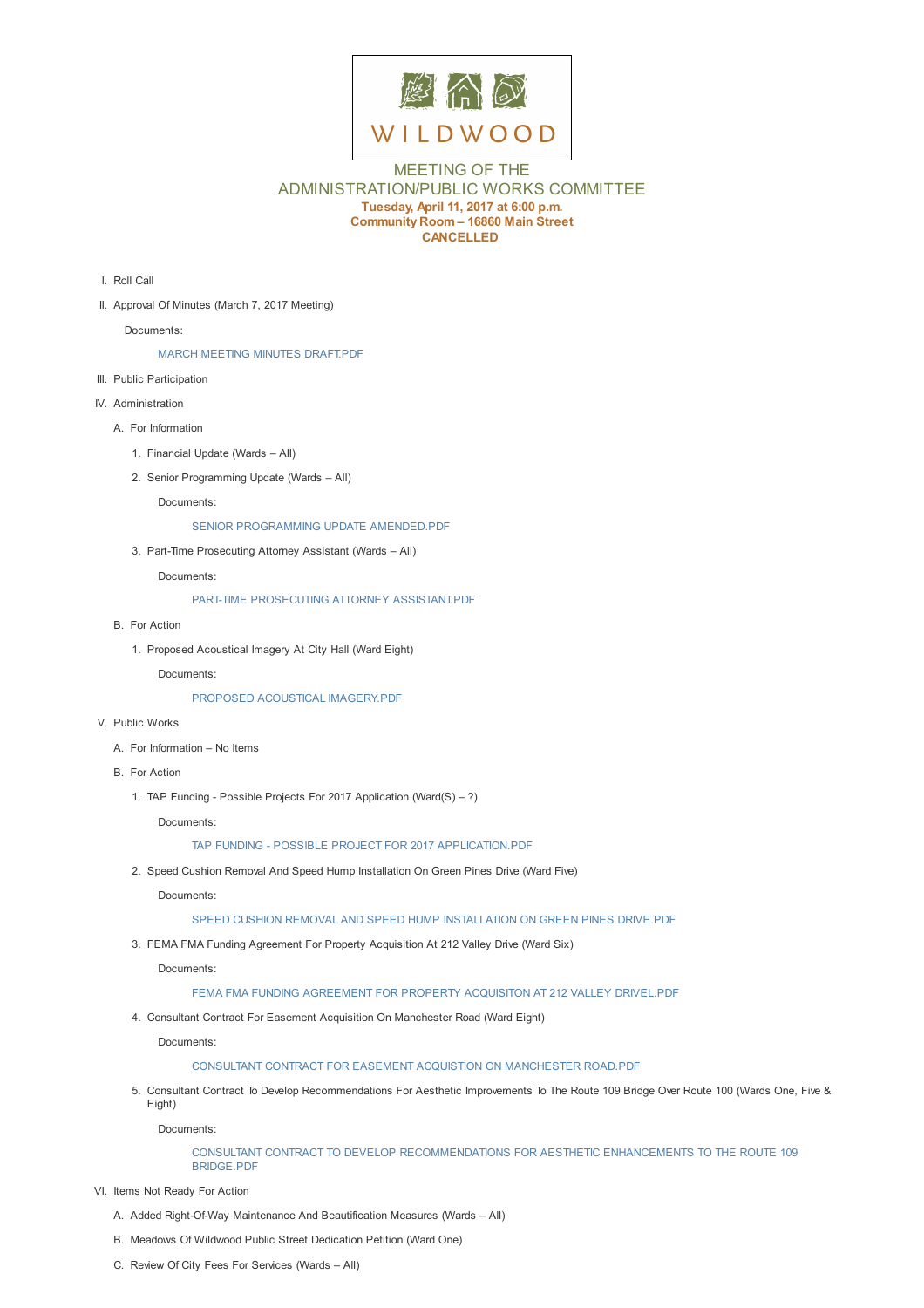WILDWOOD

# MEETING OF THE ADMINISTRATION/PUBLIC WORKS COMMITTEE

**Tuesday, April 11, 2017 at 6:00 p.m.**
**Community Room – 16860 Main Street**
**CANCELLED**

I. Roll Call

II. Approval Of Minutes (March 7, 2017 Meeting)

Documents:

MARCH MEETING MINUTES DRAFT.PDF

III. Public Participation

IV. Administration

A. For Information

1. Financial Update (Wards – All)
2. Senior Programming Update (Wards – All)

Documents:

SENIOR PROGRAMMING UPDATE AMENDED.PDF

3. Part-Time Prosecuting Attorney Assistant (Wards – All)

Documents:

PART-TIME PROSECUTING ATTORNEY ASSISTANT.PDF

B. For Action

1. Proposed Acoustical Imagery At City Hall (Ward Eight)

Documents:

PROPOSED ACOUSTICAL IMAGERY.PDF

V. Public Works

A. For Information – No Items

B. For Action

1. TAP Funding - Possible Projects For 2017 Application (Ward(S) – ?)

Documents:

TAP FUNDING - POSSIBLE PROJECT FOR 2017 APPLICATION.PDF

2. Speed Cushion Removal And Speed Hump Installation On Green Pines Drive (Ward Five)

Documents:

SPEED CUSHION REMOVAL AND SPEED HUMP INSTALLATION ON GREEN PINES DRIVE.PDF

3. FEMA FMA Funding Agreement For Property Acquisition At 212 Valley Drive (Ward Six)

Documents:

FEMA FMA FUNDING AGREEMENT FOR PROPERTY ACQUISITON AT 212 VALLEY DRIVEL.PDF

4. Consultant Contract For Easement Acquisition On Manchester Road (Ward Eight)

Documents:

CONSULTANT CONTRACT FOR EASEMENT ACQUSITION ON MANCHESTER ROAD.PDF

5. Consultant Contract To Develop Recommendations For Aesthetic Improvements To The Route 109 Bridge Over Route 100 (Wards One, Five & Eight)

Documents:

CONSULTANT CONTRACT TO DEVELOP RECOMMENDATIONS FOR AESTHETIC ENHANCEMENTS TO THE ROUTE 109 BRIDGE.PDF

VI. Items Not Ready For Action

A. Added Right-Of-Way Maintenance And Beautification Measures (Wards – All)

B. Meadows Of Wildwood Public Street Dedication Petition (Ward One)

C. Review Of City Fees For Services (Wards – All)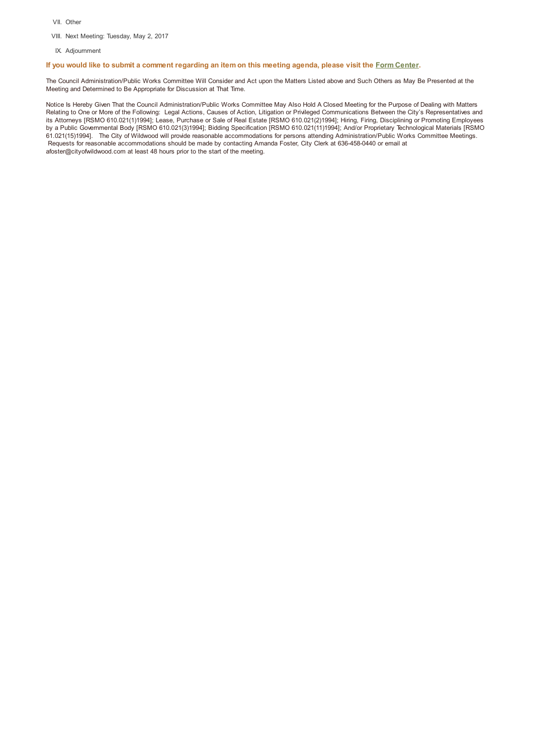VII. Other

VIII. Next Meeting: Tuesday, May 2, 2017

IX. Adjournment

**If you would like to submit a comment regarding an item on this meeting agenda, please visit the Form Center.**

The Council Administration/Public Works Committee Will Consider and Act upon the Matters Listed above and Such Others as May Be Presented at the Meeting and Determined to Be Appropriate for Discussion at That Time.

Notice Is Hereby Given That the Council Administration/Public Works Committee May Also Hold A Closed Meeting for the Purpose of Dealing with Matters Relating to One or More of the Following: Legal Actions, Causes of Action, Litigation or Privileged Communications Between the City's Representatives and its Attorneys [RSMO 610.021(1)1994]; Lease, Purchase or Sale of Real Estate [RSMO 610.021(2)1994]; Hiring, Firing, Disciplining or Promoting Employees by a Public Governmental Body [RSMO 610.021(3)1994]; Bidding Specification [RSMO 610.021(11)1994]; And/or Proprietary Technological Materials [RSMO 61.021(15)1994]. The City of Wildwood will provide reasonable accommodations for persons attending Administration/Public Works Committee Meetings. Requests for reasonable accommodations should be made by contacting Amanda Foster, City Clerk at 636-458-0440 or email at afoster@cityofwildwood.com at least 48 hours prior to the start of the meeting.